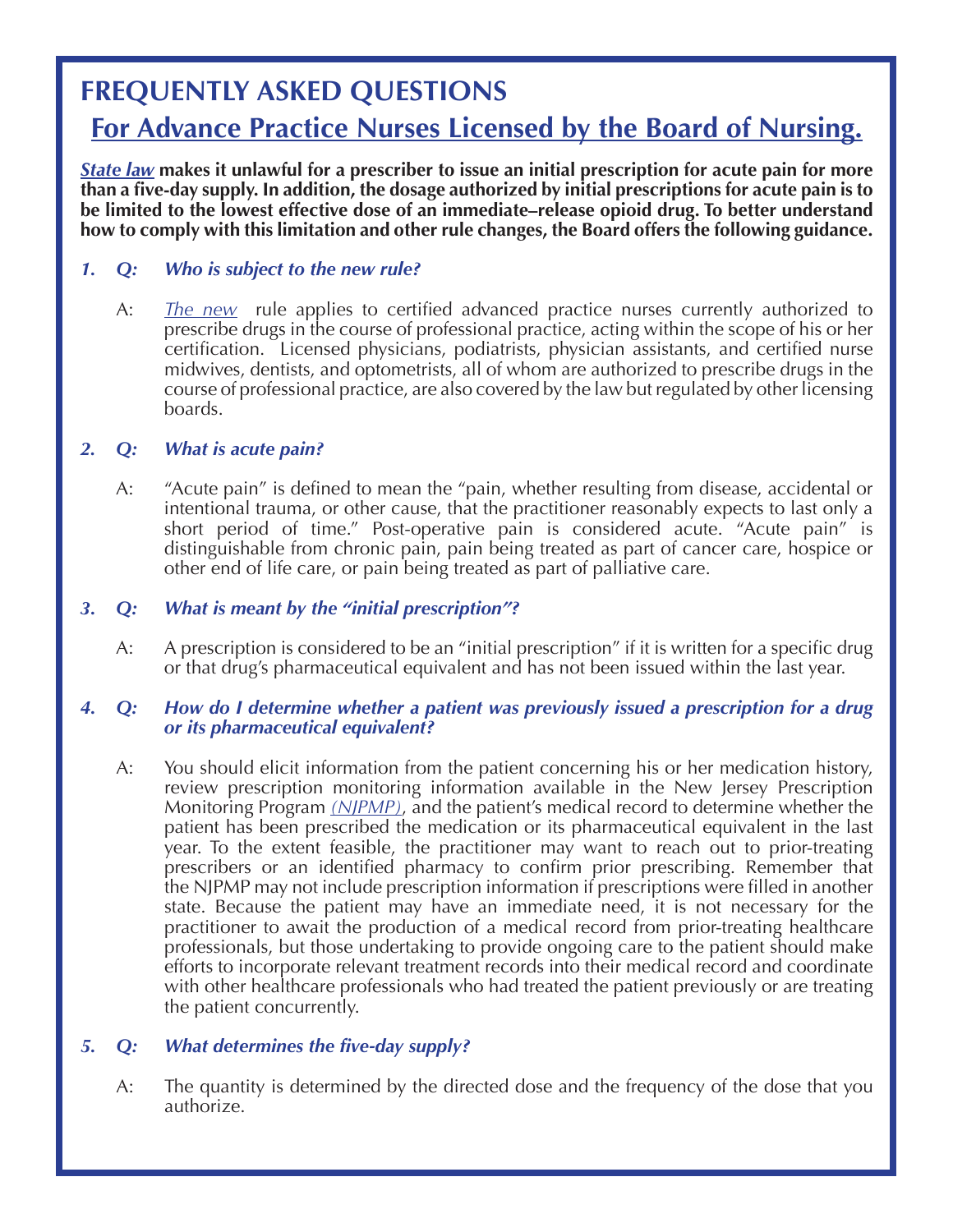# FREQUENTLY ASKED QUESTIONS

## For Advance Practice Nurses Licensed by the Board of Nursing.

***State law*** **makes it unlawful for a prescriber to issue an initial prescription for acute pain for more than a five-day supply. In addition, the dosage authorized by initial prescriptions for acute pain is to be limited to the lowest effective dose of an immediate–release opioid drug. To better understand how to comply with this limitation and other rule changes, the Board offers the following guidance.**

***1. Q: Who is subject to the new rule?***

A: *The new* rule applies to certified advanced practice nurses currently authorized to prescribe drugs in the course of professional practice, acting within the scope of his or her certification. Licensed physicians, podiatrists, physician assistants, and certified nurse midwives, dentists, and optometrists, all of whom are authorized to prescribe drugs in the course of professional practice, are also covered by the law but regulated by other licensing boards.

***2. Q: What is acute pain?***

A: "Acute pain" is defined to mean the "pain, whether resulting from disease, accidental or intentional trauma, or other cause, that the practitioner reasonably expects to last only a short period of time." Post-operative pain is considered acute. "Acute pain" is distinguishable from chronic pain, pain being treated as part of cancer care, hospice or other end of life care, or pain being treated as part of palliative care.

***3. Q: What is meant by the "initial prescription"?***

A: A prescription is considered to be an "initial prescription" if it is written for a specific drug or that drug's pharmaceutical equivalent and has not been issued within the last year.

***4. Q: How do I determine whether a patient was previously issued a prescription for a drug or its pharmaceutical equivalent?***

A: You should elicit information from the patient concerning his or her medication history, review prescription monitoring information available in the New Jersey Prescription Monitoring Program *(NJPMP)*, and the patient's medical record to determine whether the patient has been prescribed the medication or its pharmaceutical equivalent in the last year. To the extent feasible, the practitioner may want to reach out to prior-treating prescribers or an identified pharmacy to confirm prior prescribing. Remember that the NJPMP may not include prescription information if prescriptions were filled in another state. Because the patient may have an immediate need, it is not necessary for the practitioner to await the production of a medical record from prior-treating healthcare professionals, but those undertaking to provide ongoing care to the patient should make efforts to incorporate relevant treatment records into their medical record and coordinate with other healthcare professionals who had treated the patient previously or are treating the patient concurrently.

***5. Q: What determines the five-day supply?***

A: The quantity is determined by the directed dose and the frequency of the dose that you authorize.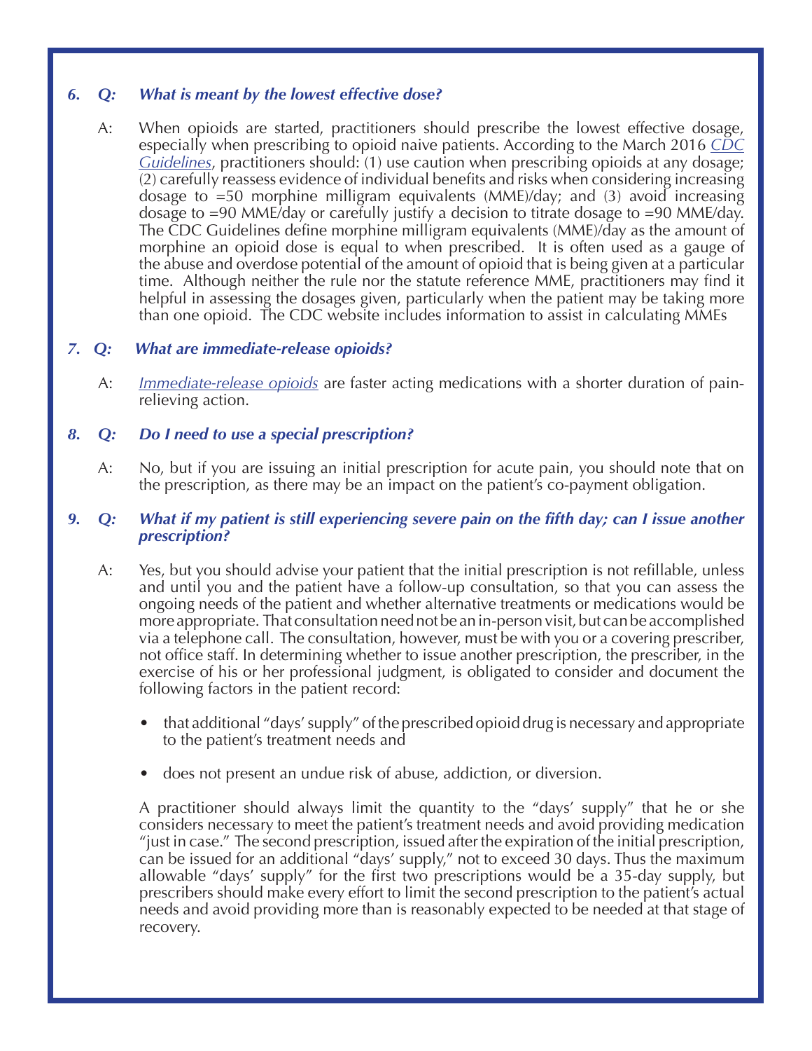***6. Q: What is meant by the lowest effective dose?***

A: When opioids are started, practitioners should prescribe the lowest effective dosage, especially when prescribing to opioid naive patients. According to the March 2016 *CDC Guidelines*, practitioners should: (1) use caution when prescribing opioids at any dosage; (2) carefully reassess evidence of individual benefits and risks when considering increasing dosage to =50 morphine milligram equivalents (MME)/day; and (3) avoid increasing dosage to =90 MME/day or carefully justify a decision to titrate dosage to =90 MME/day. The CDC Guidelines define morphine milligram equivalents (MME)/day as the amount of morphine an opioid dose is equal to when prescribed. It is often used as a gauge of the abuse and overdose potential of the amount of opioid that is being given at a particular time. Although neither the rule nor the statute reference MME, practitioners may find it helpful in assessing the dosages given, particularly when the patient may be taking more than one opioid. The CDC website includes information to assist in calculating MMEs

***7. Q: What are immediate-release opioids?***

A: *Immediate-release opioids* are faster acting medications with a shorter duration of pain-relieving action.

***8. Q: Do I need to use a special prescription?***

A: No, but if you are issuing an initial prescription for acute pain, you should note that on the prescription, as there may be an impact on the patient's co-payment obligation.

***9. Q: What if my patient is still experiencing severe pain on the fifth day; can I issue another prescription?***

A: Yes, but you should advise your patient that the initial prescription is not refillable, unless and until you and the patient have a follow-up consultation, so that you can assess the ongoing needs of the patient and whether alternative treatments or medications would be more appropriate. That consultation need not be an in-person visit, but can be accomplished via a telephone call. The consultation, however, must be with you or a covering prescriber, not office staff. In determining whether to issue another prescription, the prescriber, in the exercise of his or her professional judgment, is obligated to consider and document the following factors in the patient record:

- that additional "days' supply" of the prescribed opioid drug is necessary and appropriate to the patient's treatment needs and
- does not present an undue risk of abuse, addiction, or diversion.

A practitioner should always limit the quantity to the "days' supply" that he or she considers necessary to meet the patient's treatment needs and avoid providing medication "just in case." The second prescription, issued after the expiration of the initial prescription, can be issued for an additional "days' supply," not to exceed 30 days. Thus the maximum allowable "days' supply" for the first two prescriptions would be a 35-day supply, but prescribers should make every effort to limit the second prescription to the patient's actual needs and avoid providing more than is reasonably expected to be needed at that stage of recovery.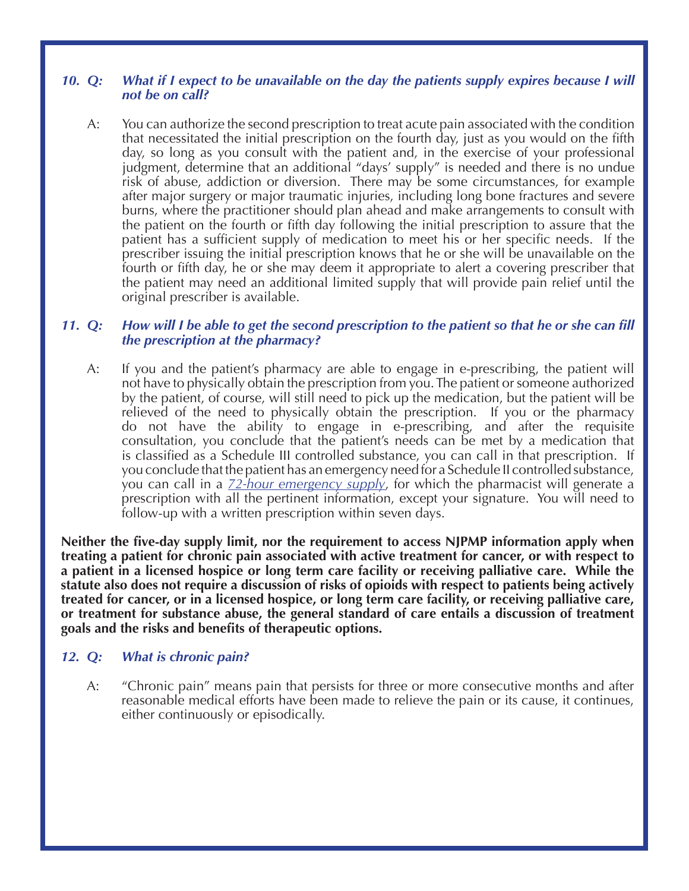***10. Q: What if I expect to be unavailable on the day the patients supply expires because I will not be on call?***

A: You can authorize the second prescription to treat acute pain associated with the condition that necessitated the initial prescription on the fourth day, just as you would on the fifth day, so long as you consult with the patient and, in the exercise of your professional judgment, determine that an additional "days' supply" is needed and there is no undue risk of abuse, addiction or diversion. There may be some circumstances, for example after major surgery or major traumatic injuries, including long bone fractures and severe burns, where the practitioner should plan ahead and make arrangements to consult with the patient on the fourth or fifth day following the initial prescription to assure that the patient has a sufficient supply of medication to meet his or her specific needs. If the prescriber issuing the initial prescription knows that he or she will be unavailable on the fourth or fifth day, he or she may deem it appropriate to alert a covering prescriber that the patient may need an additional limited supply that will provide pain relief until the original prescriber is available.

***11. Q: How will I be able to get the second prescription to the patient so that he or she can fill the prescription at the pharmacy?***

A: If you and the patient's pharmacy are able to engage in e-prescribing, the patient will not have to physically obtain the prescription from you. The patient or someone authorized by the patient, of course, will still need to pick up the medication, but the patient will be relieved of the need to physically obtain the prescription. If you or the pharmacy do not have the ability to engage in e-prescribing, and after the requisite consultation, you conclude that the patient's needs can be met by a medication that is classified as a Schedule III controlled substance, you can call in that prescription. If you conclude that the patient has an emergency need for a Schedule II controlled substance, you can call in a *72-hour emergency supply*, for which the pharmacist will generate a prescription with all the pertinent information, except your signature. You will need to follow-up with a written prescription within seven days.

**Neither the five-day supply limit, nor the requirement to access NJPMP information apply when treating a patient for chronic pain associated with active treatment for cancer, or with respect to a patient in a licensed hospice or long term care facility or receiving palliative care. While the statute also does not require a discussion of risks of opioids with respect to patients being actively treated for cancer, or in a licensed hospice, or long term care facility, or receiving palliative care, or treatment for substance abuse, the general standard of care entails a discussion of treatment goals and the risks and benefits of therapeutic options.**

***12. Q: What is chronic pain?***

A: "Chronic pain" means pain that persists for three or more consecutive months and after reasonable medical efforts have been made to relieve the pain or its cause, it continues, either continuously or episodically.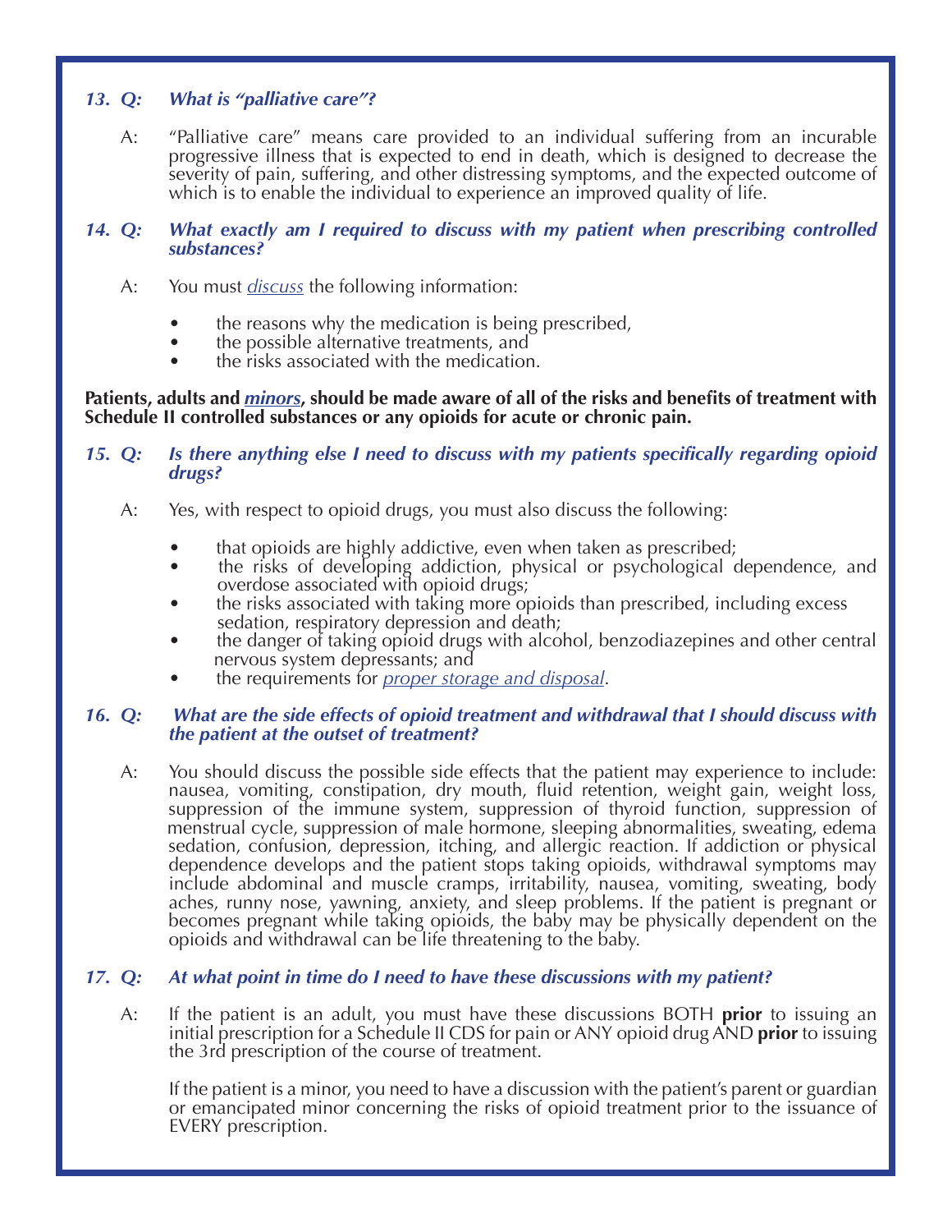***13. Q: What is "palliative care"?***

A: "Palliative care" means care provided to an individual suffering from an incurable progressive illness that is expected to end in death, which is designed to decrease the severity of pain, suffering, and other distressing symptoms, and the expected outcome of which is to enable the individual to experience an improved quality of life.

***14. Q: What exactly am I required to discuss with my patient when prescribing controlled substances?***

A: You must *discuss* the following information:

- the reasons why the medication is being prescribed,
- the possible alternative treatments, and
- the risks associated with the medication.

**Patients, adults and *minors*, should be made aware of all of the risks and benefits of treatment with Schedule II controlled substances or any opioids for acute or chronic pain.**

***15. Q: Is there anything else I need to discuss with my patients specifically regarding opioid drugs?***

A: Yes, with respect to opioid drugs, you must also discuss the following:

- that opioids are highly addictive, even when taken as prescribed;
- the risks of developing addiction, physical or psychological dependence, and overdose associated with opioid drugs;
- the risks associated with taking more opioids than prescribed, including excess sedation, respiratory depression and death;
- the danger of taking opioid drugs with alcohol, benzodiazepines and other central nervous system depressants; and
- the requirements for *proper storage and disposal*.

***16. Q: What are the side effects of opioid treatment and withdrawal that I should discuss with the patient at the outset of treatment?***

A: You should discuss the possible side effects that the patient may experience to include: nausea, vomiting, constipation, dry mouth, fluid retention, weight gain, weight loss, suppression of the immune system, suppression of thyroid function, suppression of menstrual cycle, suppression of male hormone, sleeping abnormalities, sweating, edema sedation, confusion, depression, itching, and allergic reaction. If addiction or physical dependence develops and the patient stops taking opioids, withdrawal symptoms may include abdominal and muscle cramps, irritability, nausea, vomiting, sweating, body aches, runny nose, yawning, anxiety, and sleep problems. If the patient is pregnant or becomes pregnant while taking opioids, the baby may be physically dependent on the opioids and withdrawal can be life threatening to the baby.

***17. Q: At what point in time do I need to have these discussions with my patient?***

A: If the patient is an adult, you must have these discussions BOTH **prior** to issuing an initial prescription for a Schedule II CDS for pain or ANY opioid drug AND **prior** to issuing the 3rd prescription of the course of treatment.

If the patient is a minor, you need to have a discussion with the patient's parent or guardian or emancipated minor concerning the risks of opioid treatment prior to the issuance of EVERY prescription.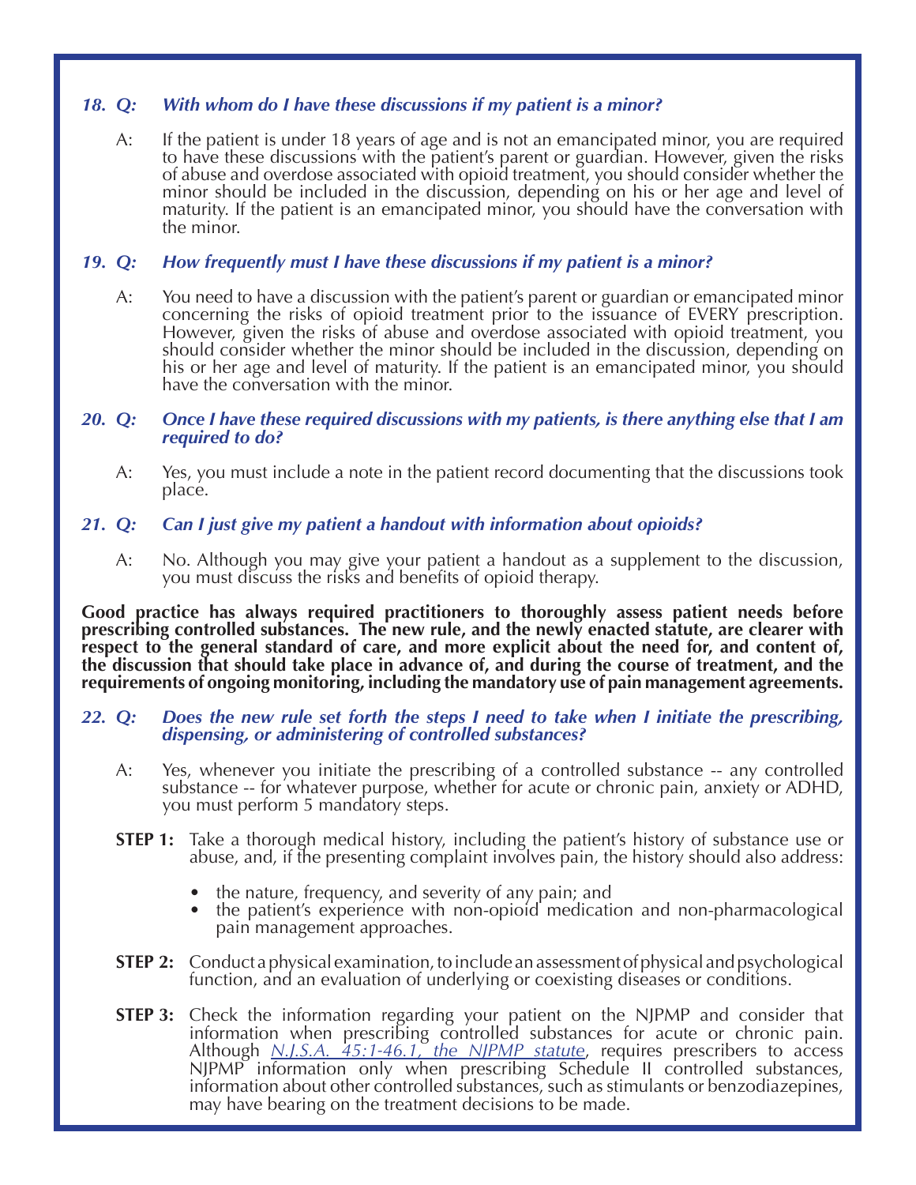***18. Q: With whom do I have these discussions if my patient is a minor?***

A: If the patient is under 18 years of age and is not an emancipated minor, you are required to have these discussions with the patient's parent or guardian. However, given the risks of abuse and overdose associated with opioid treatment, you should consider whether the minor should be included in the discussion, depending on his or her age and level of maturity. If the patient is an emancipated minor, you should have the conversation with the minor.

***19. Q: How frequently must I have these discussions if my patient is a minor?***

A: You need to have a discussion with the patient's parent or guardian or emancipated minor concerning the risks of opioid treatment prior to the issuance of EVERY prescription. However, given the risks of abuse and overdose associated with opioid treatment, you should consider whether the minor should be included in the discussion, depending on his or her age and level of maturity. If the patient is an emancipated minor, you should have the conversation with the minor.

***20. Q: Once I have these required discussions with my patients, is there anything else that I am required to do?***

A: Yes, you must include a note in the patient record documenting that the discussions took place.

***21. Q: Can I just give my patient a handout with information about opioids?***

A: No. Although you may give your patient a handout as a supplement to the discussion, you must discuss the risks and benefits of opioid therapy.

**Good practice has always required practitioners to thoroughly assess patient needs before prescribing controlled substances. The new rule, and the newly enacted statute, are clearer with respect to the general standard of care, and more explicit about the need for, and content of, the discussion that should take place in advance of, and during the course of treatment, and the requirements of ongoing monitoring, including the mandatory use of pain management agreements.**

***22. Q: Does the new rule set forth the steps I need to take when I initiate the prescribing, dispensing, or administering of controlled substances?***

A: Yes, whenever you initiate the prescribing of a controlled substance -- any controlled substance -- for whatever purpose, whether for acute or chronic pain, anxiety or ADHD, you must perform 5 mandatory steps.

**STEP 1:** Take a thorough medical history, including the patient's history of substance use or abuse, and, if the presenting complaint involves pain, the history should also address:

- the nature, frequency, and severity of any pain; and
- the patient's experience with non-opioid medication and non-pharmacological pain management approaches.

**STEP 2:** Conduct a physical examination, to include an assessment of physical and psychological function, and an evaluation of underlying or coexisting diseases or conditions.

**STEP 3:** Check the information regarding your patient on the NJPMP and consider that information when prescribing controlled substances for acute or chronic pain. Although *N.J.S.A. 45:1-46.1, the NJPMP statute*, requires prescribers to access NJPMP information only when prescribing Schedule II controlled substances, information about other controlled substances, such as stimulants or benzodiazepines, may have bearing on the treatment decisions to be made.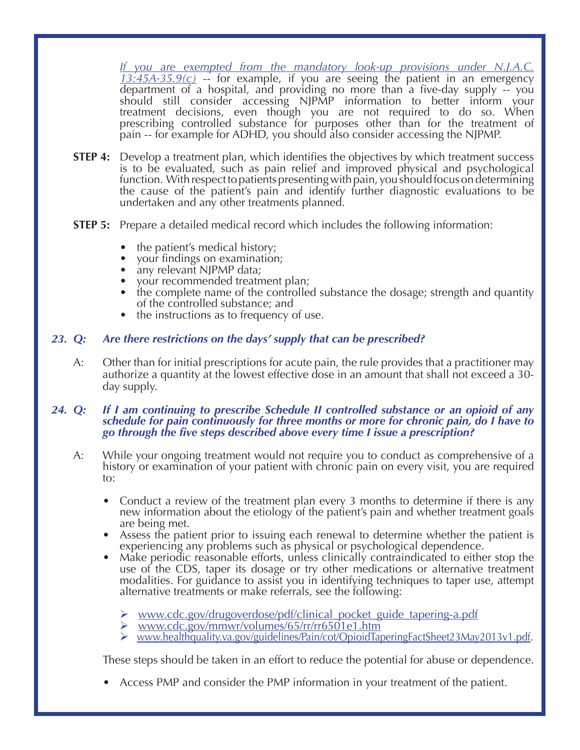*If you are exempted from the mandatory look-up provisions under N.J.A.C. 13:45A-35.9(c)* -- for example, if you are seeing the patient in an emergency department of a hospital, and providing no more than a five-day supply -- you should still consider accessing NJPMP information to better inform your treatment decisions, even though you are not required to do so. When prescribing controlled substance for purposes other than for the treatment of pain -- for example for ADHD, you should also consider accessing the NJPMP.

**STEP 4:** Develop a treatment plan, which identifies the objectives by which treatment success is to be evaluated, such as pain relief and improved physical and psychological function. With respect to patients presenting with pain, you should focus on determining the cause of the patient's pain and identify further diagnostic evaluations to be undertaken and any other treatments planned.

**STEP 5:** Prepare a detailed medical record which includes the following information:

- the patient's medical history;
- your findings on examination;
- any relevant NJPMP data;
- your recommended treatment plan;
- the complete name of the controlled substance the dosage; strength and quantity of the controlled substance; and
- the instructions as to frequency of use.

***23. Q: Are there restrictions on the days' supply that can be prescribed?***

A: Other than for initial prescriptions for acute pain, the rule provides that a practitioner may authorize a quantity at the lowest effective dose in an amount that shall not exceed a 30-day supply.

***24. Q: If I am continuing to prescribe Schedule II controlled substance or an opioid of any schedule for pain continuously for three months or more for chronic pain, do I have to go through the five steps described above every time I issue a prescription?***

A: While your ongoing treatment would not require you to conduct as comprehensive of a history or examination of your patient with chronic pain on every visit, you are required to:

- Conduct a review of the treatment plan every 3 months to determine if there is any new information about the etiology of the patient's pain and whether treatment goals are being met.
- Assess the patient prior to issuing each renewal to determine whether the patient is experiencing any problems such as physical or psychological dependence.
- Make periodic reasonable efforts, unless clinically contraindicated to either stop the use of the CDS, taper its dosage or try other medications or alternative treatment modalities. For guidance to assist you in identifying techniques to taper use, attempt alternative treatments or make referrals, see the following:
    - www.cdc.gov/drugoverdose/pdf/clinical_pocket_guide_tapering-a.pdf
    - www.cdc.gov/mmwr/volumes/65/rr/rr6501e1.htm
    - www.healthquality.va.gov/guidelines/Pain/cot/OpioidTaperingFactSheet23May2013v1.pdf.

These steps should be taken in an effort to reduce the potential for abuse or dependence.

- Access PMP and consider the PMP information in your treatment of the patient.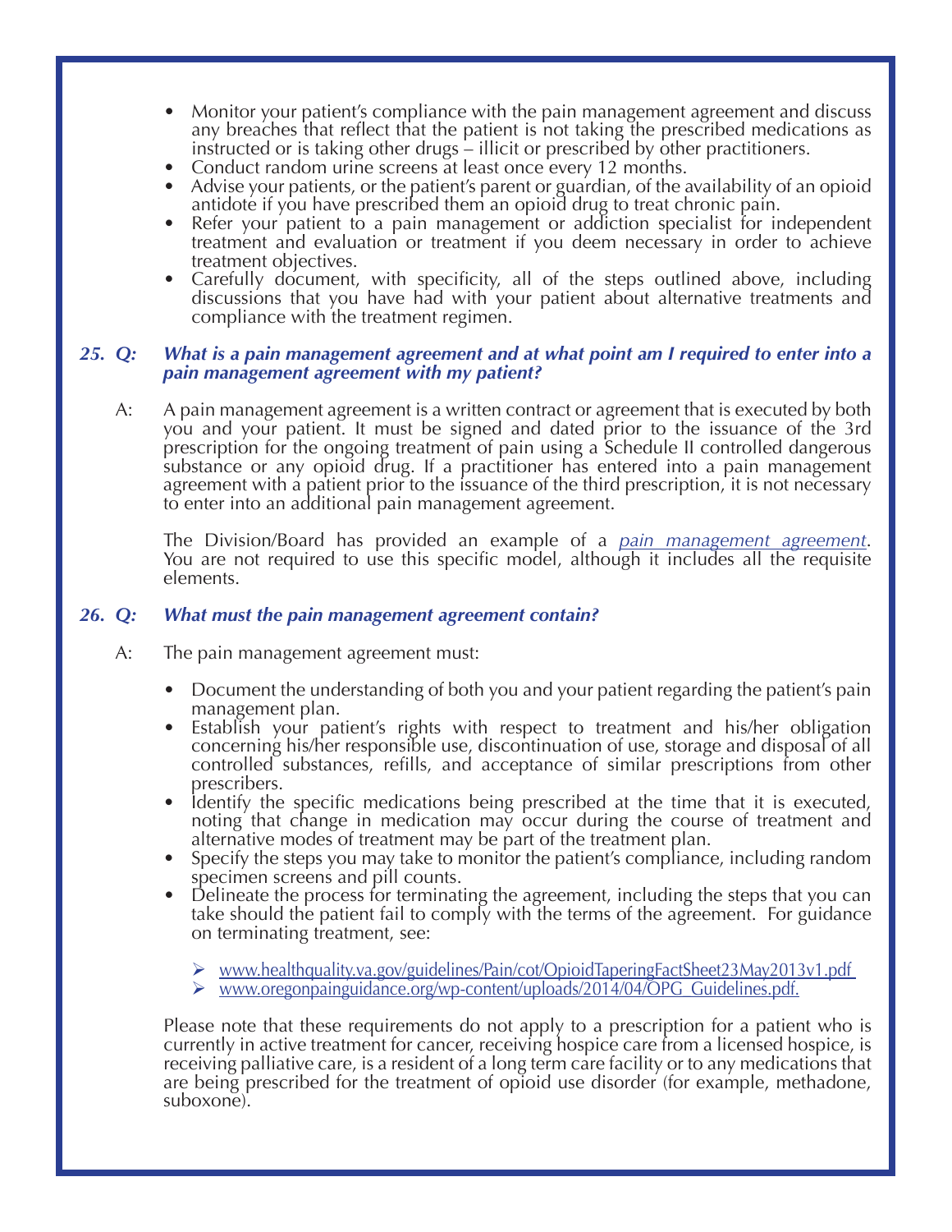- Monitor your patient's compliance with the pain management agreement and discuss any breaches that reflect that the patient is not taking the prescribed medications as instructed or is taking other drugs – illicit or prescribed by other practitioners.
- Conduct random urine screens at least once every 12 months.
- Advise your patients, or the patient's parent or guardian, of the availability of an opioid antidote if you have prescribed them an opioid drug to treat chronic pain.
- Refer your patient to a pain management or addiction specialist for independent treatment and evaluation or treatment if you deem necessary in order to achieve treatment objectives.
- Carefully document, with specificity, all of the steps outlined above, including discussions that you have had with your patient about alternative treatments and compliance with the treatment regimen.

**25. *Q: What is a pain management agreement and at what point am I required to enter into a pain management agreement with my patient?***

A: A pain management agreement is a written contract or agreement that is executed by both you and your patient. It must be signed and dated prior to the issuance of the 3rd prescription for the ongoing treatment of pain using a Schedule II controlled dangerous substance or any opioid drug. If a practitioner has entered into a pain management agreement with a patient prior to the issuance of the third prescription, it is not necessary to enter into an additional pain management agreement.

The Division/Board has provided an example of a *pain management agreement*. You are not required to use this specific model, although it includes all the requisite elements.

**26. *Q: What must the pain management agreement contain?***

A: The pain management agreement must:

- Document the understanding of both you and your patient regarding the patient's pain management plan.
- Establish your patient's rights with respect to treatment and his/her obligation concerning his/her responsible use, discontinuation of use, storage and disposal of all controlled substances, refills, and acceptance of similar prescriptions from other prescribers.
- Identify the specific medications being prescribed at the time that it is executed, noting that change in medication may occur during the course of treatment and alternative modes of treatment may be part of the treatment plan.
- Specify the steps you may take to monitor the patient's compliance, including random specimen screens and pill counts.
- Delineate the process for terminating the agreement, including the steps that you can take should the patient fail to comply with the terms of the agreement. For guidance on terminating treatment, see:
  - www.healthquality.va.gov/guidelines/Pain/cot/OpioidTaperingFactSheet23May2013v1.pdf
  - www.oregonpainguidance.org/wp-content/uploads/2014/04/OPG_Guidelines.pdf.

Please note that these requirements do not apply to a prescription for a patient who is currently in active treatment for cancer, receiving hospice care from a licensed hospice, is receiving palliative care, is a resident of a long term care facility or to any medications that are being prescribed for the treatment of opioid use disorder (for example, methadone, suboxone).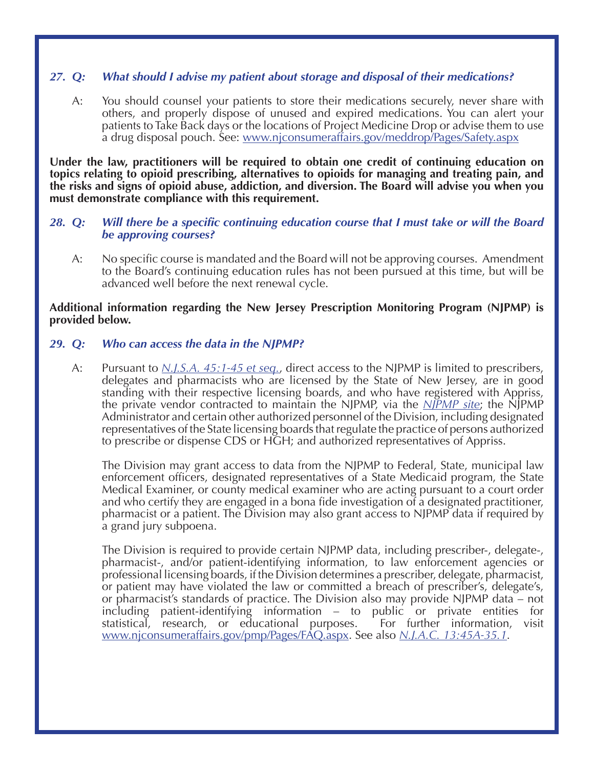***27. Q: What should I advise my patient about storage and disposal of their medications?***

A: You should counsel your patients to store their medications securely, never share with others, and properly dispose of unused and expired medications. You can alert your patients to Take Back days or the locations of Project Medicine Drop or advise them to use a drug disposal pouch. See: www.njconsumeraffairs.gov/meddrop/Pages/Safety.aspx

**Under the law, practitioners will be required to obtain one credit of continuing education on topics relating to opioid prescribing, alternatives to opioids for managing and treating pain, and the risks and signs of opioid abuse, addiction, and diversion. The Board will advise you when you must demonstrate compliance with this requirement.**

***28. Q: Will there be a specific continuing education course that I must take or will the Board be approving courses?***

A: No specific course is mandated and the Board will not be approving courses. Amendment to the Board's continuing education rules has not been pursued at this time, but will be advanced well before the next renewal cycle.

**Additional information regarding the New Jersey Prescription Monitoring Program (NJPMP) is provided below.**

***29. Q: Who can access the data in the NJPMP?***

A: Pursuant to *N.J.S.A. 45:1-45 et seq.*, direct access to the NJPMP is limited to prescribers, delegates and pharmacists who are licensed by the State of New Jersey, are in good standing with their respective licensing boards, and who have registered with Appriss, the private vendor contracted to maintain the NJPMP, via the *NJPMP site*; the NJPMP Administrator and certain other authorized personnel of the Division, including designated representatives of the State licensing boards that regulate the practice of persons authorized to prescribe or dispense CDS or HGH; and authorized representatives of Appriss.

The Division may grant access to data from the NJPMP to Federal, State, municipal law enforcement officers, designated representatives of a State Medicaid program, the State Medical Examiner, or county medical examiner who are acting pursuant to a court order and who certify they are engaged in a bona fide investigation of a designated practitioner, pharmacist or a patient. The Division may also grant access to NJPMP data if required by a grand jury subpoena.

The Division is required to provide certain NJPMP data, including prescriber-, delegate-, pharmacist-, and/or patient-identifying information, to law enforcement agencies or professional licensing boards, if the Division determines a prescriber, delegate, pharmacist, or patient may have violated the law or committed a breach of prescriber's, delegate's, or pharmacist's standards of practice. The Division also may provide NJPMP data – not including patient-identifying information – to public or private entities for statistical, research, or educational purposes. For further information, visit www.njconsumeraffairs.gov/pmp/Pages/FAQ.aspx. See also *N.J.A.C. 13:45A-35.1*.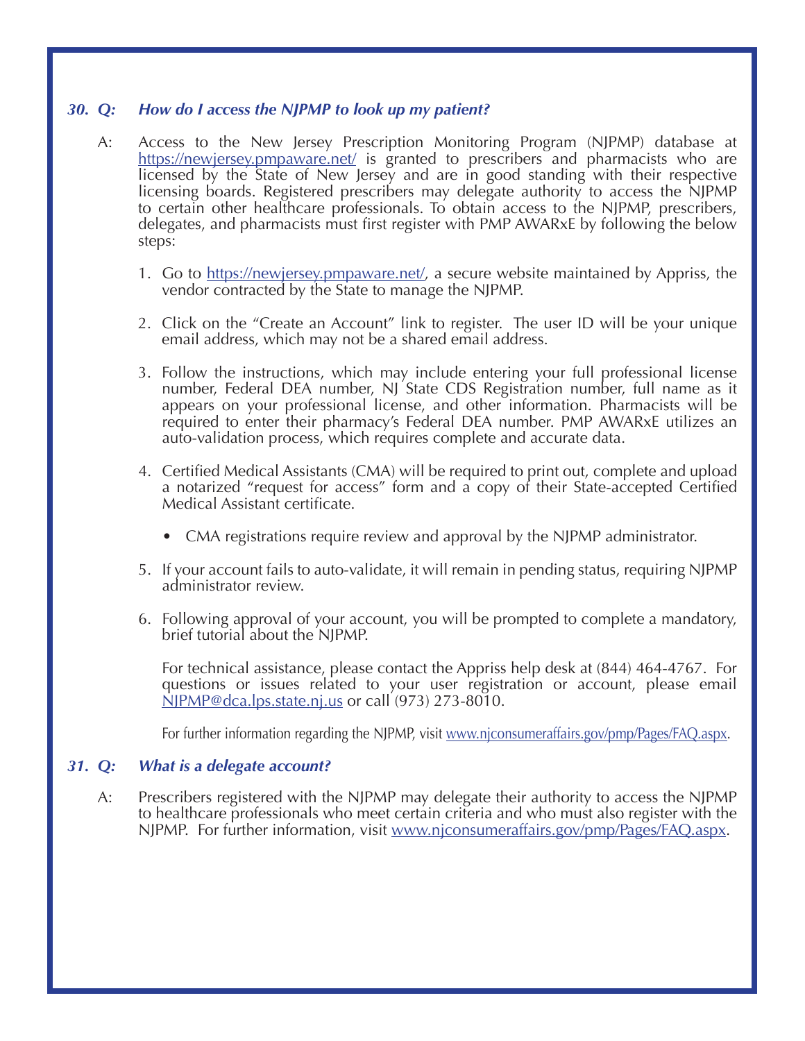### *30. Q: How do I access the NJPMP to look up my patient?*

A: Access to the New Jersey Prescription Monitoring Program (NJPMP) database at https://newjersey.pmpaware.net/ is granted to prescribers and pharmacists who are licensed by the State of New Jersey and are in good standing with their respective licensing boards. Registered prescribers may delegate authority to access the NJPMP to certain other healthcare professionals. To obtain access to the NJPMP, prescribers, delegates, and pharmacists must first register with PMP AWARxE by following the below steps:

1. Go to https://newjersey.pmpaware.net/, a secure website maintained by Appriss, the vendor contracted by the State to manage the NJPMP.

2. Click on the "Create an Account" link to register. The user ID will be your unique email address, which may not be a shared email address.

3. Follow the instructions, which may include entering your full professional license number, Federal DEA number, NJ State CDS Registration number, full name as it appears on your professional license, and other information. Pharmacists will be required to enter their pharmacy's Federal DEA number. PMP AWARxE utilizes an auto-validation process, which requires complete and accurate data.

4. Certified Medical Assistants (CMA) will be required to print out, complete and upload a notarized "request for access" form and a copy of their State-accepted Certified Medical Assistant certificate.

   - CMA registrations require review and approval by the NJPMP administrator.

5. If your account fails to auto-validate, it will remain in pending status, requiring NJPMP administrator review.

6. Following approval of your account, you will be prompted to complete a mandatory, brief tutorial about the NJPMP.

   For technical assistance, please contact the Appriss help desk at (844) 464-4767. For questions or issues related to your user registration or account, please email NJPMP@dca.lps.state.nj.us or call (973) 273-8010.

   For further information regarding the NJPMP, visit www.njconsumeraffairs.gov/pmp/Pages/FAQ.aspx.

### *31. Q: What is a delegate account?*

A: Prescribers registered with the NJPMP may delegate their authority to access the NJPMP to healthcare professionals who meet certain criteria and who must also register with the NJPMP. For further information, visit www.njconsumeraffairs.gov/pmp/Pages/FAQ.aspx.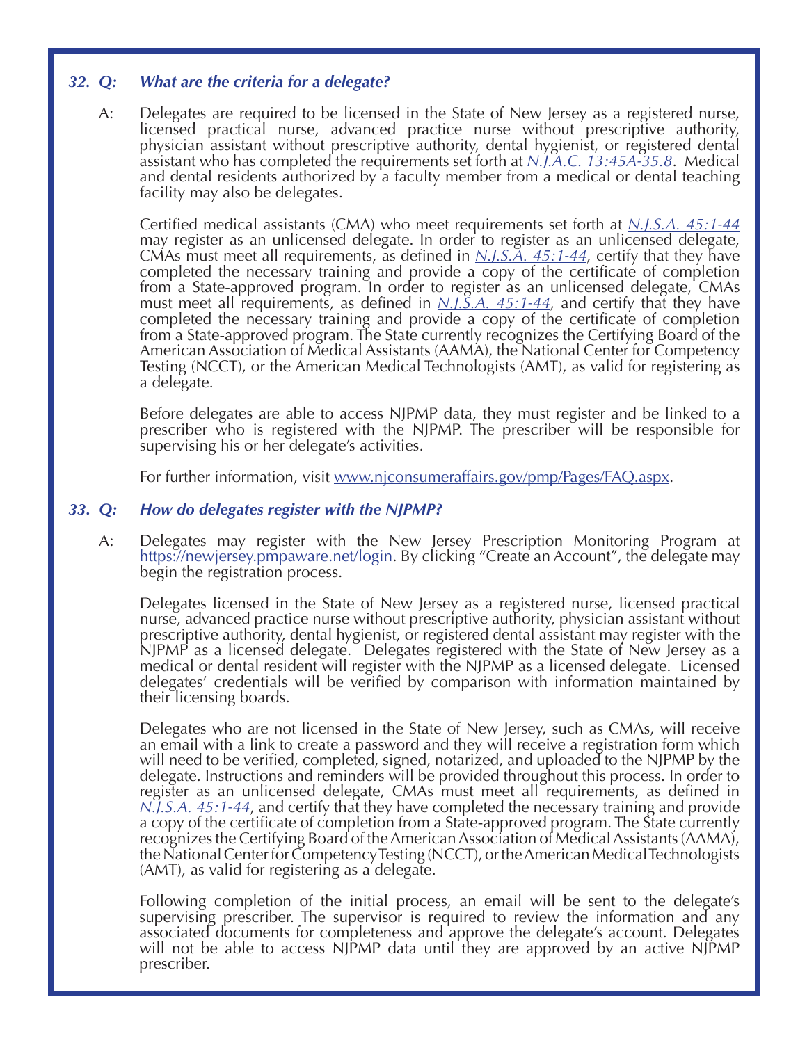### *32. Q: What are the criteria for a delegate?*

A: Delegates are required to be licensed in the State of New Jersey as a registered nurse, licensed practical nurse, advanced practice nurse without prescriptive authority, physician assistant without prescriptive authority, dental hygienist, or registered dental assistant who has completed the requirements set forth at *N.J.A.C. 13:45A-35.8*. Medical and dental residents authorized by a faculty member from a medical or dental teaching facility may also be delegates.

Certified medical assistants (CMA) who meet requirements set forth at *N.J.S.A. 45:1-44* may register as an unlicensed delegate. In order to register as an unlicensed delegate, CMAs must meet all requirements, as defined in *N.J.S.A. 45:1-44*, certify that they have completed the necessary training and provide a copy of the certificate of completion from a State-approved program. In order to register as an unlicensed delegate, CMAs must meet all requirements, as defined in *N.J.S.A. 45:1-44*, and certify that they have completed the necessary training and provide a copy of the certificate of completion from a State-approved program. The State currently recognizes the Certifying Board of the American Association of Medical Assistants (AAMA), the National Center for Competency Testing (NCCT), or the American Medical Technologists (AMT), as valid for registering as a delegate.

Before delegates are able to access NJPMP data, they must register and be linked to a prescriber who is registered with the NJPMP. The prescriber will be responsible for supervising his or her delegate's activities.

For further information, visit www.njconsumeraffairs.gov/pmp/Pages/FAQ.aspx.

### *33. Q: How do delegates register with the NJPMP?*

A: Delegates may register with the New Jersey Prescription Monitoring Program at https://newjersey.pmpaware.net/login. By clicking "Create an Account", the delegate may begin the registration process.

Delegates licensed in the State of New Jersey as a registered nurse, licensed practical nurse, advanced practice nurse without prescriptive authority, physician assistant without prescriptive authority, dental hygienist, or registered dental assistant may register with the NJPMP as a licensed delegate. Delegates registered with the State of New Jersey as a medical or dental resident will register with the NJPMP as a licensed delegate. Licensed delegates' credentials will be verified by comparison with information maintained by their licensing boards.

Delegates who are not licensed in the State of New Jersey, such as CMAs, will receive an email with a link to create a password and they will receive a registration form which will need to be verified, completed, signed, notarized, and uploaded to the NJPMP by the delegate. Instructions and reminders will be provided throughout this process. In order to register as an unlicensed delegate, CMAs must meet all requirements, as defined in *N.J.S.A. 45:1-44*, and certify that they have completed the necessary training and provide a copy of the certificate of completion from a State-approved program. The State currently recognizes the Certifying Board of the American Association of Medical Assistants (AAMA), the National Center for Competency Testing (NCCT), or the American Medical Technologists (AMT), as valid for registering as a delegate.

Following completion of the initial process, an email will be sent to the delegate's supervising prescriber. The supervisor is required to review the information and any associated documents for completeness and approve the delegate's account. Delegates will not be able to access NJPMP data until they are approved by an active NJPMP prescriber.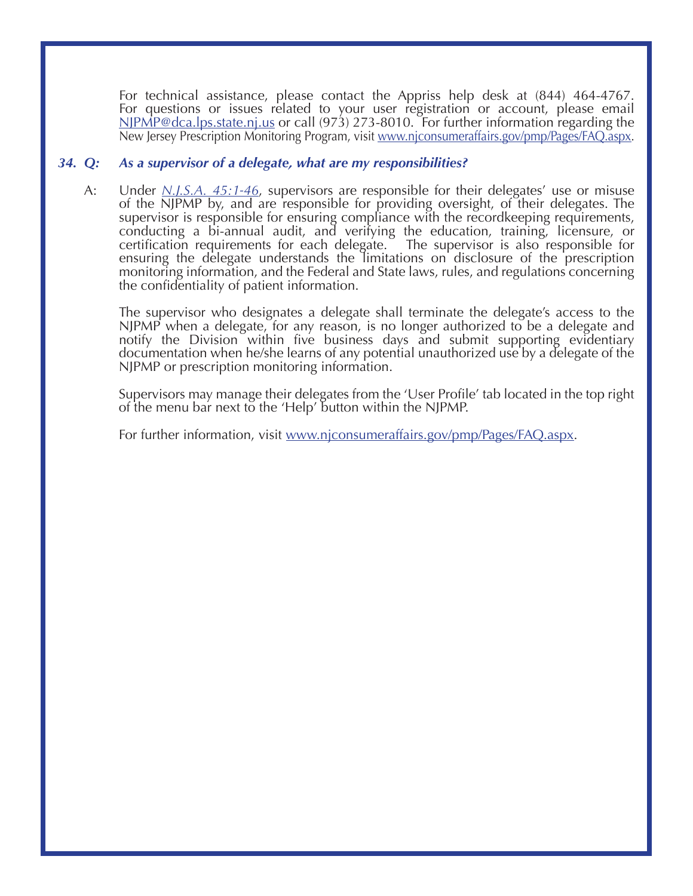For technical assistance, please contact the Appriss help desk at (844) 464-4767. For questions or issues related to your user registration or account, please email NJPMP@dca.lps.state.nj.us or call (973) 273-8010. For further information regarding the New Jersey Prescription Monitoring Program, visit www.njconsumeraffairs.gov/pmp/Pages/FAQ.aspx.

***34. Q: As a supervisor of a delegate, what are my responsibilities?***

A: Under *N.J.S.A. 45:1-46*, supervisors are responsible for their delegates' use or misuse of the NJPMP by, and are responsible for providing oversight, of their delegates. The supervisor is responsible for ensuring compliance with the recordkeeping requirements, conducting a bi-annual audit, and verifying the education, training, licensure, or certification requirements for each delegate. The supervisor is also responsible for ensuring the delegate understands the limitations on disclosure of the prescription monitoring information, and the Federal and State laws, rules, and regulations concerning the confidentiality of patient information.

The supervisor who designates a delegate shall terminate the delegate's access to the NJPMP when a delegate, for any reason, is no longer authorized to be a delegate and notify the Division within five business days and submit supporting evidentiary documentation when he/she learns of any potential unauthorized use by a delegate of the NJPMP or prescription monitoring information.

Supervisors may manage their delegates from the 'User Profile' tab located in the top right of the menu bar next to the 'Help' button within the NJPMP.

For further information, visit www.njconsumeraffairs.gov/pmp/Pages/FAQ.aspx.